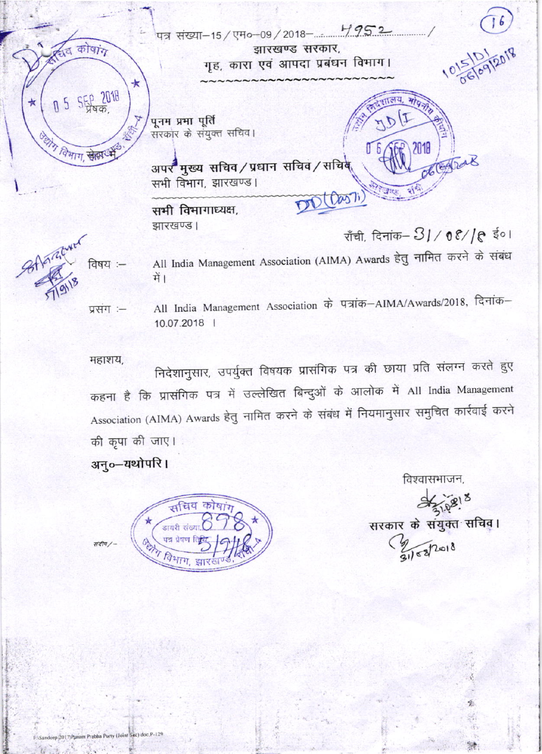पत्र संख्या–15 / एम०–09 / 2018–......4952....... /

झारखण्ड सरकार,
गृह, कारा एवं आपदा प्रबंधन विभाग।

~~~~~~~~~~~~~~~~~~~~~~

प्रेषक,

पूनम प्रभा पूर्ति
सरकार के संयुक्त सचिव।

सेवा में,

अपर मुख्य सचिव / प्रधान सचिव / सचिव,
सभी विभाग, झारखण्ड।

सभी विभागाध्यक्ष,
झारखण्ड।

राँची, दिनांक– 31/08/18 ई०।

विषय :– All India Management Association (AIMA) Awards हेतु नामित करने के संबंध में।

प्रसंग :– All India Management Association के पत्रांक–AIMA/Awards/2018, दिनांक–10.07.2018 ।

महाशय,

निदेशानुसार, उपर्युक्त विषयक प्रासंगिक पत्र की छाया प्रति संलग्न करते हुए कहना है कि प्रासंगिक पत्र में उल्लेखित बिन्दुओं के आलोक में All India Management Association (AIMA) Awards हेतु नामित करने के संबंध में नियमानुसार समुचित कार्रवाई करने की कृपा की जाए।

**अनु०–यथोपरि।**

विश्वासभाजन,

सरकार के संयुक्त सचिव।

संदीप/–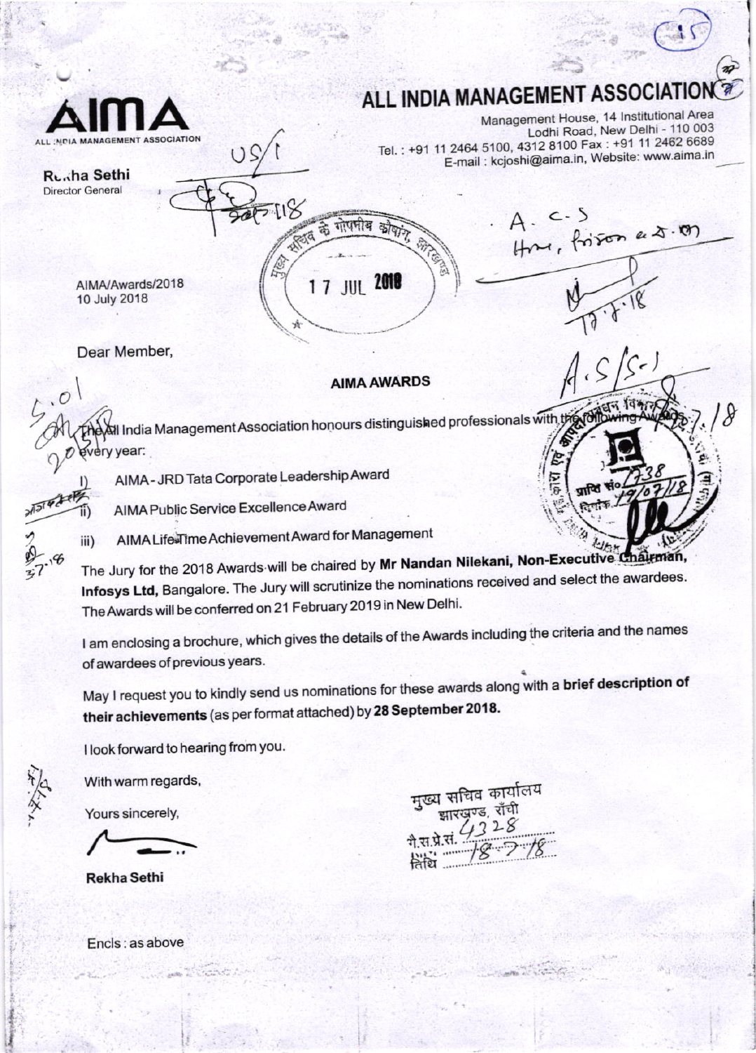# ALL INDIA MANAGEMENT ASSOCIATION

AIMA
ALL INDIA MANAGEMENT ASSOCIATION

Management House, 14 Institutional Area
Lodhi Road, New Delhi - 110 003
Tel. : +91 11 2464 5100, 4312 8100 Fax : +91 11 2462 6689
E-mail : kcjoshi@aima.in, Website: www.aima.in

**Rekha Sethi**
Director General

AIMA/Awards/2018
10 July 2018

Dear Member,

**AIMA AWARDS**

The All India Management Association honours distinguished professionals with the following Awards every year:

i) AIMA - JRD Tata Corporate Leadership Award

ii) AIMA Public Service Excellence Award

iii) AIMA LifeTime Achievement Award for Management

The Jury for the 2018 Awards will be chaired by **Mr Nandan Nilekani, Non-Executive Chairman, Infosys Ltd,** Bangalore. The Jury will scrutinize the nominations received and select the awardees. The Awards will be conferred on 21 February 2019 in New Delhi.

I am enclosing a brochure, which gives the details of the Awards including the criteria and the names of awardees of previous years.

May I request you to kindly send us nominations for these awards along with a **brief description of their achievements** (as per format attached) by **28 September 2018.**

I look forward to hearing from you.

With warm regards,

Yours sincerely,

**Rekha Sethi**

Encls : as above

मुख्य सचिव के गोपनीय कोषांग, झारखण्ड
17 JUL 2018

मुख्य सचिव कार्यालय
झारखण्ड, राँची
गै.स.प्रे.सं. 4328
तिथि 18-7-18

प्राप्ति सं. 7738
दिनांक 19/07/18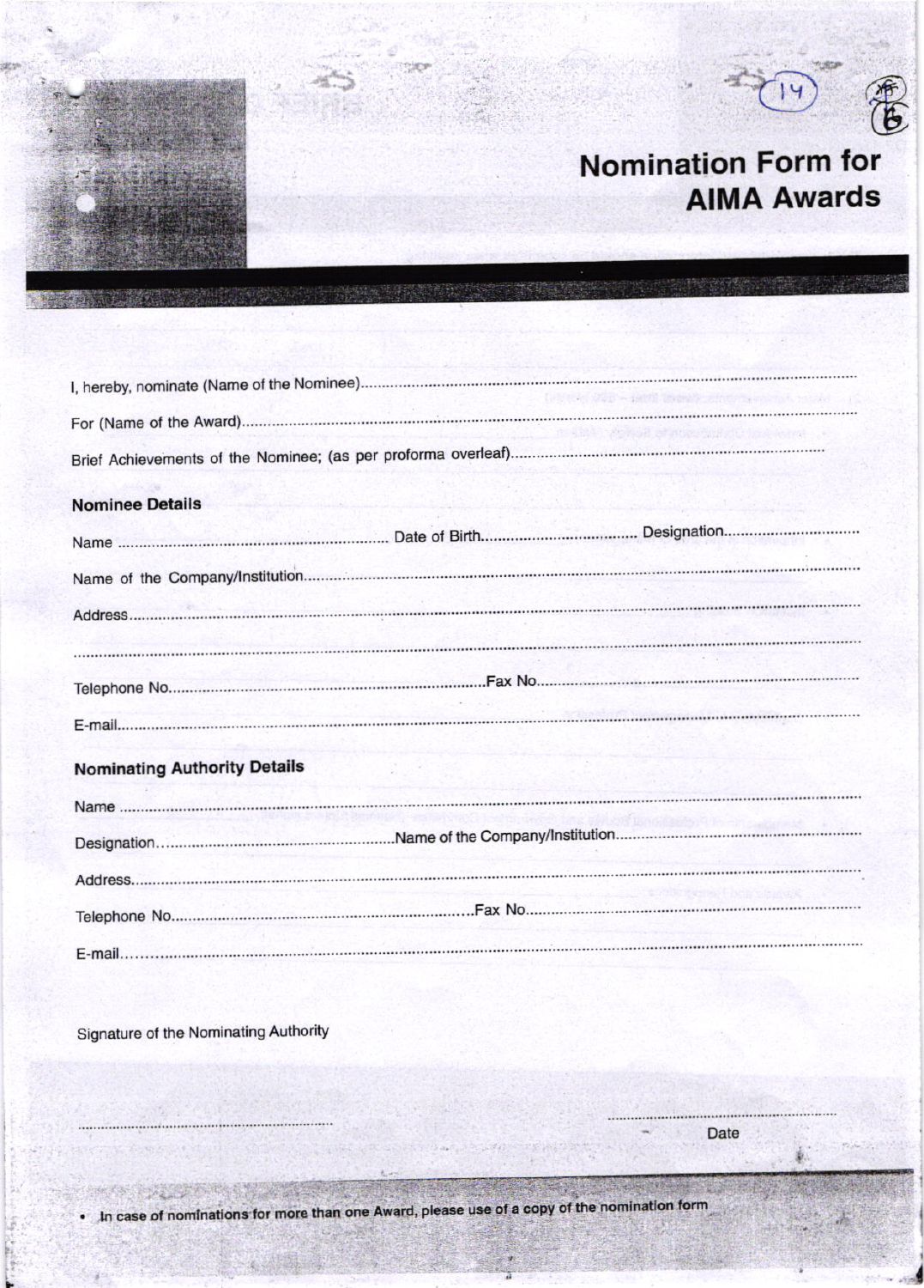# Nomination Form for AIMA Awards

I, hereby, nominate (Name of the Nominee)..........................................................................................................

For (Name of the Award).....................................................................................................................................

Brief Achievements of the Nominee; (as per proforma overleaf)..........................................................................

## Nominee Details

Name .......................................................... Date of Birth.................................. Designation..............................

Name of the Company/Institution...........................................................................................................................

Address...................................................................................................................................................................

..............................................................................................................................................................................

Telephone No...................................................................Fax No.........................................................................

E-mail.....................................................................................................................................................................

## Nominating Authority Details

Name .....................................................................................................................................................................

Designation.........................................................Name of the Company/Institution.................................................

Address...................................................................................................................................................................

Telephone No..............................................................Fax No..............................................................................

E-mail.....................................................................................................................................................................

Signature of the Nominating Authority

.................................................................... ....................................................................

Date

- In case of nominations for more than one Award, please use of a copy of the nomination form